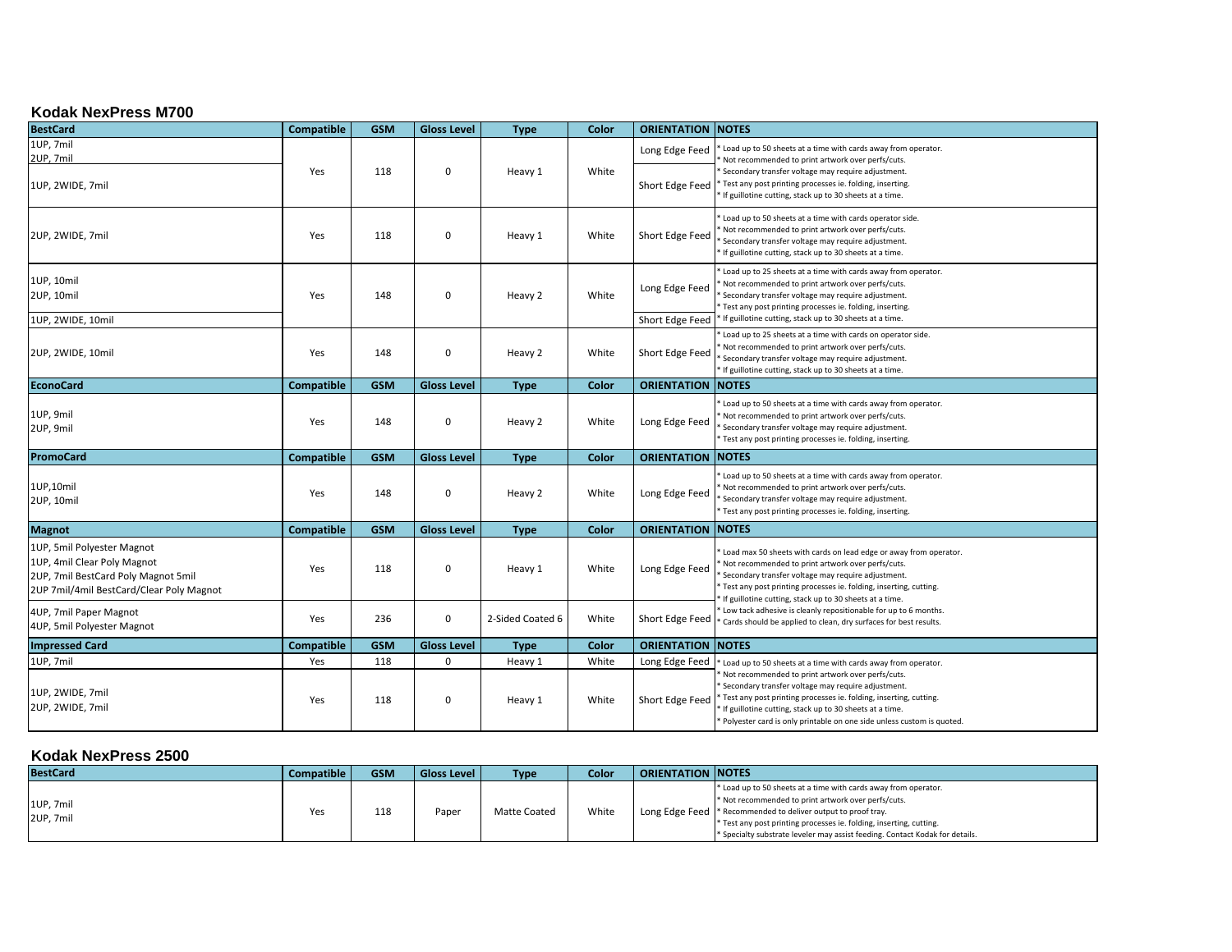## Kodak NexPress M700

| BestCard | Compatible | GSM | Gloss Level | Type | Color | ORIENTATION | NOTES |
|---|---|---|---|---|---|---|---|
| 1UP, 7mil<br>2UP, 7mil | Yes | 118 | 0 | Heavy 1 | White | Long Edge Feed | * Load up to 50 sheets at a time with cards away from operator.<br>* Not recommended to print artwork over perfs/cuts.<br>* Secondary transfer voltage may require adjustment.<br>* Test any post printing processes ie. folding, inserting.<br>* If guillotine cutting, stack up to 30 sheets at a time. |
| 1UP, 2WIDE, 7mil | | | | | | Short Edge Feed | |
| 2UP, 2WIDE, 7mil | Yes | 118 | 0 | Heavy 1 | White | Short Edge Feed | * Load up to 50 sheets at a time with cards operator side.<br>* Not recommended to print artwork over perfs/cuts.<br>* Secondary transfer voltage may require adjustment.<br>* If guillotine cutting, stack up to 30 sheets at a time. |
| 1UP, 10mil<br>2UP, 10mil | Yes | 148 | 0 | Heavy 2 | White | Long Edge Feed | * Load up to 25 sheets at a time with cards away from operator.<br>* Not recommended to print artwork over perfs/cuts.<br>* Secondary transfer voltage may require adjustment.<br>* Test any post printing processes ie. folding, inserting.<br>* If guillotine cutting, stack up to 30 sheets at a time. |
| 1UP, 2WIDE, 10mil | | | | | | Short Edge Feed | |
| 2UP, 2WIDE, 10mil | Yes | 148 | 0 | Heavy 2 | White | Short Edge Feed | * Load up to 25 sheets at a time with cards on operator side.<br>* Not recommended to print artwork over perfs/cuts.<br>* Secondary transfer voltage may require adjustment.<br>* If guillotine cutting, stack up to 30 sheets at a time. |
| **EconoCard** | **Compatible** | **GSM** | **Gloss Level** | **Type** | **Color** | **ORIENTATION** | **NOTES** |
| 1UP, 9mil<br>2UP, 9mil | Yes | 148 | 0 | Heavy 2 | White | Long Edge Feed | * Load up to 50 sheets at a time with cards away from operator.<br>* Not recommended to print artwork over perfs/cuts.<br>* Secondary transfer voltage may require adjustment.<br>* Test any post printing processes ie. folding, inserting. |
| **PromoCard** | **Compatible** | **GSM** | **Gloss Level** | **Type** | **Color** | **ORIENTATION** | **NOTES** |
| 1UP,10mil<br>2UP, 10mil | Yes | 148 | 0 | Heavy 2 | White | Long Edge Feed | * Load up to 50 sheets at a time with cards away from operator.<br>* Not recommended to print artwork over perfs/cuts.<br>* Secondary transfer voltage may require adjustment.<br>* Test any post printing processes ie. folding, inserting. |
| **Magnot** | **Compatible** | **GSM** | **Gloss Level** | **Type** | **Color** | **ORIENTATION** | **NOTES** |
| 1UP, 5mil Polyester Magnot<br>1UP, 4mil Clear Poly Magnot<br>2UP, 7mil BestCard Poly Magnot 5mil<br>2UP 7mil/4mil BestCard/Clear Poly Magnot | Yes | 118 | 0 | Heavy 1 | White | Long Edge Feed | * Load max 50 sheets with cards on lead edge or away from operator.<br>* Not recommended to print artwork over perfs/cuts.<br>* Secondary transfer voltage may require adjustment.<br>* Test any post printing processes ie. folding, inserting, cutting.<br>* If guillotine cutting, stack up to 30 sheets at a time.<br>* Low tack adhesive is cleanly repositionable for up to 6 months.<br>* Cards should be applied to clean, dry surfaces for best results. |
| 4UP, 7mil Paper Magnot<br>4UP, 5mil Polyester Magnot | Yes | 236 | 0 | 2-Sided Coated 6 | White | Short Edge Feed | |
| **Impressed Card** | **Compatible** | **GSM** | **Gloss Level** | **Type** | **Color** | **ORIENTATION** | **NOTES** |
| 1UP, 7mil | Yes | 118 | 0 | Heavy 1 | White | Long Edge Feed | * Load up to 50 sheets at a time with cards away from operator.<br>* Not recommended to print artwork over perfs/cuts.<br>* Secondary transfer voltage may require adjustment.<br>* Test any post printing processes ie. folding, inserting, cutting.<br>* If guillotine cutting, stack up to 30 sheets at a time.<br>* Polyester card is only printable on one side unless custom is quoted. |
| 1UP, 2WIDE, 7mil<br>2UP, 2WIDE, 7mil | Yes | 118 | 0 | Heavy 1 | White | Short Edge Feed | |

## Kodak NexPress 2500

| BestCard | Compatible | GSM | Gloss Level | Type | Color | ORIENTATION | NOTES |
|---|---|---|---|---|---|---|---|
| 1UP, 7mil<br>2UP, 7mil | Yes | 118 | Paper | Matte Coated | White | Long Edge Feed | * Load up to 50 sheets at a time with cards away from operator.<br>* Not recommended to print artwork over perfs/cuts.<br>* Recommended to deliver output to proof tray.<br>* Test any post printing processes ie. folding, inserting, cutting.<br>* Specialty substrate leveler may assist feeding. Contact Kodak for details. |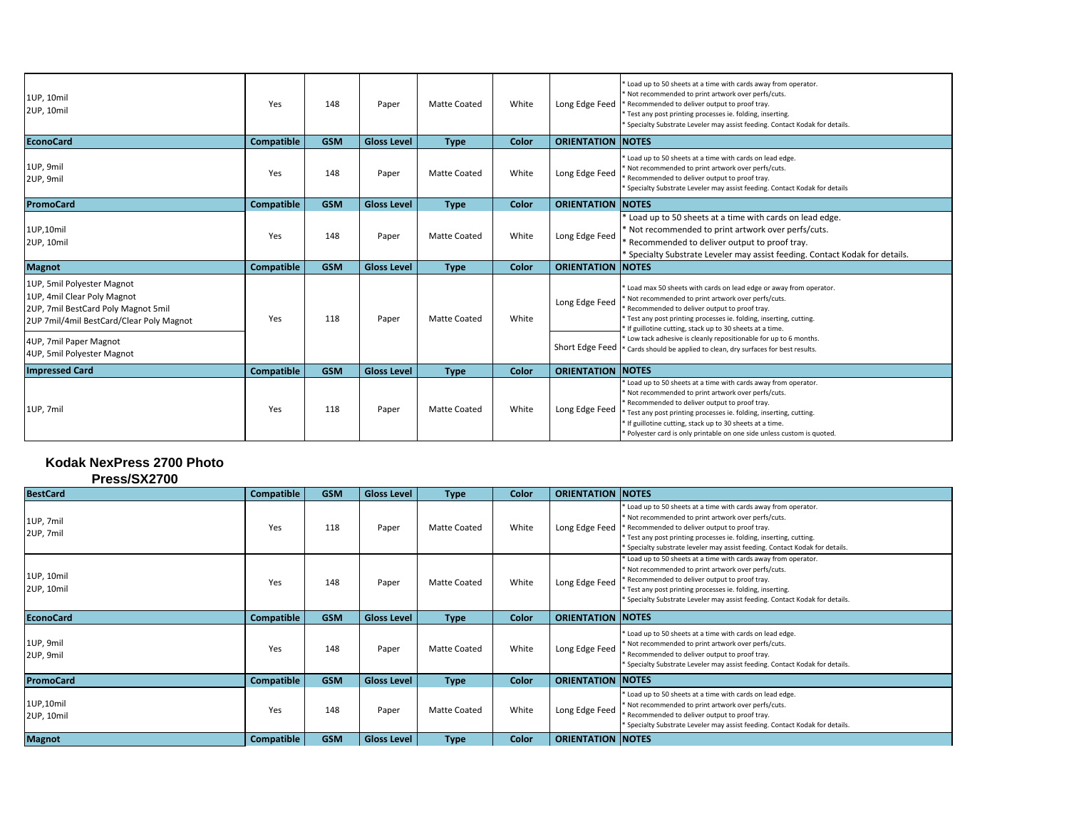| | | | | | | | |
|---|---|---|---|---|---|---|---|
| 1UP, 10mil<br>2UP, 10mil | Yes | 148 | Paper | Matte Coated | White | Long Edge Feed | * Load up to 50 sheets at a time with cards away from operator.<br>* Not recommended to print artwork over perfs/cuts.<br>* Recommended to deliver output to proof tray.<br>* Test any post printing processes ie. folding, inserting.<br>* Specialty Substrate Leveler may assist feeding. Contact Kodak for details. |
| **EconoCard** | **Compatible** | **GSM** | **Gloss Level** | **Type** | **Color** | **ORIENTATION** | **NOTES** |
| 1UP, 9mil<br>2UP, 9mil | Yes | 148 | Paper | Matte Coated | White | Long Edge Feed | * Load up to 50 sheets at a time with cards on lead edge.<br>* Not recommended to print artwork over perfs/cuts.<br>* Recommended to deliver output to proof tray.<br>* Specialty Substrate Leveler may assist feeding. Contact Kodak for details |
| **PromoCard** | **Compatible** | **GSM** | **Gloss Level** | **Type** | **Color** | **ORIENTATION** | **NOTES** |
| 1UP,10mil<br>2UP, 10mil | Yes | 148 | Paper | Matte Coated | White | Long Edge Feed | * Load up to 50 sheets at a time with cards on lead edge.<br>* Not recommended to print artwork over perfs/cuts.<br>* Recommended to deliver output to proof tray.<br>* Specialty Substrate Leveler may assist feeding. Contact Kodak for details. |
| **Magnot** | **Compatible** | **GSM** | **Gloss Level** | **Type** | **Color** | **ORIENTATION** | **NOTES** |
| 1UP, 5mil Polyester Magnot<br>1UP, 4mil Clear Poly Magnot<br>2UP, 7mil BestCard Poly Magnot 5mil<br>2UP 7mil/4mil BestCard/Clear Poly Magnot | Yes | 118 | Paper | Matte Coated | White | Long Edge Feed | * Load max 50 sheets with cards on lead edge or away from operator.<br>* Not recommended to print artwork over perfs/cuts.<br>* Recommended to deliver output to proof tray.<br>* Test any post printing processes ie. folding, inserting, cutting.<br>* If guillotine cutting, stack up to 30 sheets at a time.<br>* Low tack adhesive is cleanly repositionable for up to 6 months.<br>* Cards should be applied to clean, dry surfaces for best results. |
| 4UP, 7mil Paper Magnot<br>4UP, 5mil Polyester Magnot | | | | | | Short Edge Feed | |
| **Impressed Card** | **Compatible** | **GSM** | **Gloss Level** | **Type** | **Color** | **ORIENTATION** | **NOTES** |
| 1UP, 7mil | Yes | 118 | Paper | Matte Coated | White | Long Edge Feed | * Load up to 50 sheets at a time with cards away from operator.<br>* Not recommended to print artwork over perfs/cuts.<br>* Recommended to deliver output to proof tray.<br>* Test any post printing processes ie. folding, inserting, cutting.<br>* If guillotine cutting, stack up to 30 sheets at a time.<br>* Polyester card is only printable on one side unless custom is quoted. |

## Kodak NexPress 2700 Photo Press/SX2700

| BestCard | Compatible | GSM | Gloss Level | Type | Color | ORIENTATION | NOTES |
|---|---|---|---|---|---|---|---|
| 1UP, 7mil<br>2UP, 7mil | Yes | 118 | Paper | Matte Coated | White | Long Edge Feed | * Load up to 50 sheets at a time with cards away from operator.<br>* Not recommended to print artwork over perfs/cuts.<br>* Recommended to deliver output to proof tray.<br>* Test any post printing processes ie. folding, inserting, cutting.<br>* Specialty substrate leveler may assist feeding. Contact Kodak for details. |
| 1UP, 10mil<br>2UP, 10mil | Yes | 148 | Paper | Matte Coated | White | Long Edge Feed | * Load up to 50 sheets at a time with cards away from operator.<br>* Not recommended to print artwork over perfs/cuts.<br>* Recommended to deliver output to proof tray.<br>* Test any post printing processes ie. folding, inserting.<br>* Specialty Substrate Leveler may assist feeding. Contact Kodak for details. |
| **EconoCard** | **Compatible** | **GSM** | **Gloss Level** | **Type** | **Color** | **ORIENTATION** | **NOTES** |
| 1UP, 9mil<br>2UP, 9mil | Yes | 148 | Paper | Matte Coated | White | Long Edge Feed | * Load up to 50 sheets at a time with cards on lead edge.<br>* Not recommended to print artwork over perfs/cuts.<br>* Recommended to deliver output to proof tray.<br>* Specialty Substrate Leveler may assist feeding. Contact Kodak for details. |
| **PromoCard** | **Compatible** | **GSM** | **Gloss Level** | **Type** | **Color** | **ORIENTATION** | **NOTES** |
| 1UP,10mil<br>2UP, 10mil | Yes | 148 | Paper | Matte Coated | White | Long Edge Feed | * Load up to 50 sheets at a time with cards on lead edge.<br>* Not recommended to print artwork over perfs/cuts.<br>* Recommended to deliver output to proof tray.<br>* Specialty Substrate Leveler may assist feeding. Contact Kodak for details. |
| **Magnot** | **Compatible** | **GSM** | **Gloss Level** | **Type** | **Color** | **ORIENTATION** | **NOTES** |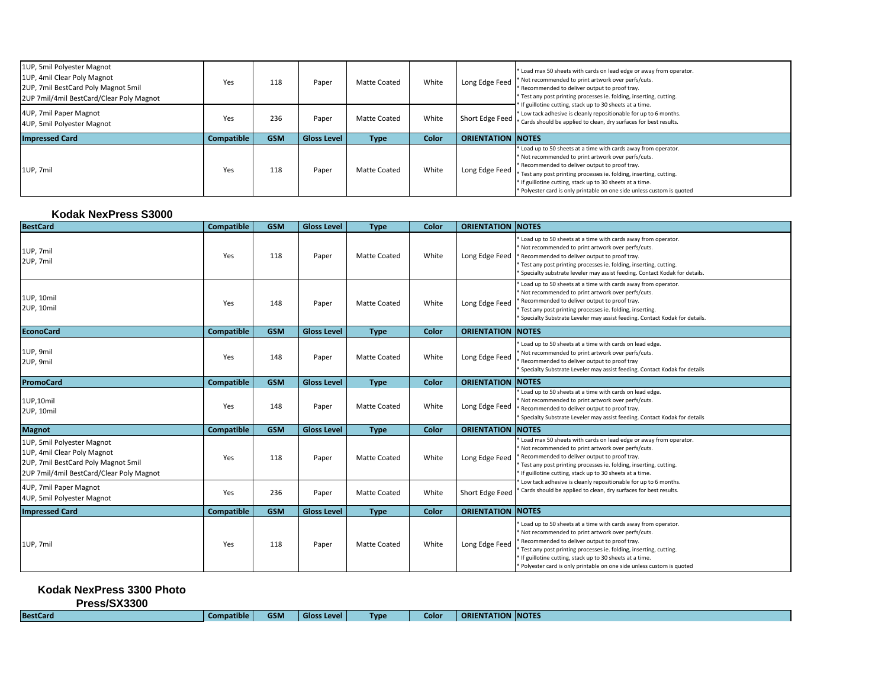| | Compatible | GSM | Gloss Level | Type | Color | ORIENTATION | NOTES |
|---|---|---|---|---|---|---|---|
| 1UP, 5mil Polyester Magnot<br>1UP, 4mil Clear Poly Magnot<br>2UP, 7mil BestCard Poly Magnot 5mil<br>2UP 7mil/4mil BestCard/Clear Poly Magnot | Yes | 118 | Paper | Matte Coated | White | Long Edge Feed | * Load max 50 sheets with cards on lead edge or away from operator.<br>* Not recommended to print artwork over perfs/cuts.<br>* Recommended to deliver output to proof tray.<br>* Test any post printing processes ie. folding, inserting, cutting.<br>* If guillotine cutting, stack up to 30 sheets at a time.<br>* Low tack adhesive is cleanly repositionable for up to 6 months.<br>* Cards should be applied to clean, dry surfaces for best results. |
| 4UP, 7mil Paper Magnot<br>4UP, 5mil Polyester Magnot | Yes | 236 | Paper | Matte Coated | White | Short Edge Feed | |
| **Impressed Card** | **Compatible** | **GSM** | **Gloss Level** | **Type** | **Color** | **ORIENTATION** | **NOTES** |
| 1UP, 7mil | Yes | 118 | Paper | Matte Coated | White | Long Edge Feed | * Load up to 50 sheets at a time with cards away from operator.<br>* Not recommended to print artwork over perfs/cuts.<br>* Recommended to deliver output to proof tray.<br>* Test any post printing processes ie. folding, inserting, cutting.<br>* If guillotine cutting, stack up to 30 sheets at a time.<br>* Polyester card is only printable on one side unless custom is quoted |

## Kodak NexPress S3000

| BestCard | Compatible | GSM | Gloss Level | Type | Color | ORIENTATION | NOTES |
|---|---|---|---|---|---|---|---|
| 1UP, 7mil<br>2UP, 7mil | Yes | 118 | Paper | Matte Coated | White | Long Edge Feed | * Load up to 50 sheets at a time with cards away from operator.<br>* Not recommended to print artwork over perfs/cuts.<br>* Recommended to deliver output to proof tray.<br>* Test any post printing processes ie. folding, inserting, cutting.<br>* Specialty substrate leveler may assist feeding. Contact Kodak for details. |
| 1UP, 10mil<br>2UP, 10mil | Yes | 148 | Paper | Matte Coated | White | Long Edge Feed | * Load up to 50 sheets at a time with cards away from operator.<br>* Not recommended to print artwork over perfs/cuts.<br>* Recommended to deliver output to proof tray.<br>* Test any post printing processes ie. folding, inserting.<br>* Specialty Substrate Leveler may assist feeding. Contact Kodak for details. |
| **EconoCard** | **Compatible** | **GSM** | **Gloss Level** | **Type** | **Color** | **ORIENTATION** | **NOTES** |
| 1UP, 9mil<br>2UP, 9mil | Yes | 148 | Paper | Matte Coated | White | Long Edge Feed | * Load up to 50 sheets at a time with cards on lead edge.<br>* Not recommended to print artwork over perfs/cuts.<br>* Recommended to deliver output to proof tray<br>* Specialty Substrate Leveler may assist feeding. Contact Kodak for details |
| **PromoCard** | **Compatible** | **GSM** | **Gloss Level** | **Type** | **Color** | **ORIENTATION** | **NOTES** |
| 1UP,10mil<br>2UP, 10mil | Yes | 148 | Paper | Matte Coated | White | Long Edge Feed | * Load up to 50 sheets at a time with cards on lead edge.<br>* Not recommended to print artwork over perfs/cuts.<br>* Recommended to deliver output to proof tray.<br>* Specialty Substrate Leveler may assist feeding. Contact Kodak for details |
| **Magnot** | **Compatible** | **GSM** | **Gloss Level** | **Type** | **Color** | **ORIENTATION** | **NOTES** |
| 1UP, 5mil Polyester Magnot<br>1UP, 4mil Clear Poly Magnot<br>2UP, 7mil BestCard Poly Magnot 5mil<br>2UP 7mil/4mil BestCard/Clear Poly Magnot | Yes | 118 | Paper | Matte Coated | White | Long Edge Feed | * Load max 50 sheets with cards on lead edge or away from operator.<br>* Not recommended to print artwork over perfs/cuts.<br>* Recommended to deliver output to proof tray.<br>* Test any post printing processes ie. folding, inserting, cutting.<br>* If guillotine cutting, stack up to 30 sheets at a time.<br>* Low tack adhesive is cleanly repositionable for up to 6 months.<br>* Cards should be applied to clean, dry surfaces for best results. |
| 4UP, 7mil Paper Magnot<br>4UP, 5mil Polyester Magnot | Yes | 236 | Paper | Matte Coated | White | Short Edge Feed | |
| **Impressed Card** | **Compatible** | **GSM** | **Gloss Level** | **Type** | **Color** | **ORIENTATION** | **NOTES** |
| 1UP, 7mil | Yes | 118 | Paper | Matte Coated | White | Long Edge Feed | * Load up to 50 sheets at a time with cards away from operator.<br>* Not recommended to print artwork over perfs/cuts.<br>* Recommended to deliver output to proof tray.<br>* Test any post printing processes ie. folding, inserting, cutting.<br>* If guillotine cutting, stack up to 30 sheets at a time.<br>* Polyester card is only printable on one side unless custom is quoted |

## Kodak NexPress 3300 Photo Press/SX3300

| BestCard | Compatible | GSM | Gloss Level | Type | Color | ORIENTATION | NOTES |
|---|---|---|---|---|---|---|---|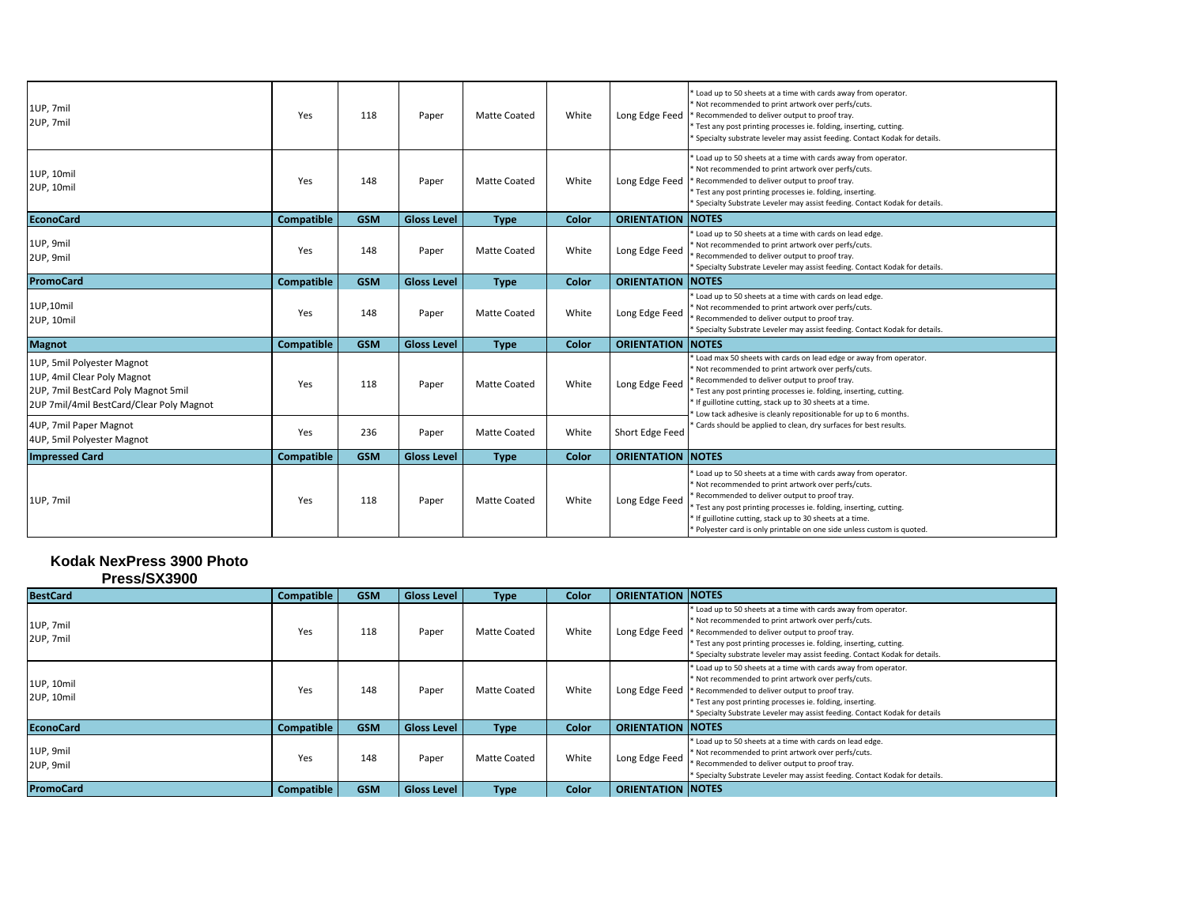| | Compatible | GSM | Gloss Level | Type | Color | ORIENTATION | NOTES |
|---|---|---|---|---|---|---|---|
| 1UP, 7mil<br>2UP, 7mil | Yes | 118 | Paper | Matte Coated | White | Long Edge Feed | * Load up to 50 sheets at a time with cards away from operator.<br>* Not recommended to print artwork over perfs/cuts.<br>* Recommended to deliver output to proof tray.<br>* Test any post printing processes ie. folding, inserting, cutting.<br>* Specialty substrate leveler may assist feeding. Contact Kodak for details. |
| 1UP, 10mil<br>2UP, 10mil | Yes | 148 | Paper | Matte Coated | White | Long Edge Feed | * Load up to 50 sheets at a time with cards away from operator.<br>* Not recommended to print artwork over perfs/cuts.<br>* Recommended to deliver output to proof tray.<br>* Test any post printing processes ie. folding, inserting.<br>* Specialty Substrate Leveler may assist feeding. Contact Kodak for details. |
| **EconoCard** | **Compatible** | **GSM** | **Gloss Level** | **Type** | **Color** | **ORIENTATION** | **NOTES** |
| 1UP, 9mil<br>2UP, 9mil | Yes | 148 | Paper | Matte Coated | White | Long Edge Feed | * Load up to 50 sheets at a time with cards on lead edge.<br>* Not recommended to print artwork over perfs/cuts.<br>* Recommended to deliver output to proof tray.<br>* Specialty Substrate Leveler may assist feeding. Contact Kodak for details. |
| **PromoCard** | **Compatible** | **GSM** | **Gloss Level** | **Type** | **Color** | **ORIENTATION** | **NOTES** |
| 1UP,10mil<br>2UP, 10mil | Yes | 148 | Paper | Matte Coated | White | Long Edge Feed | * Load up to 50 sheets at a time with cards on lead edge.<br>* Not recommended to print artwork over perfs/cuts.<br>* Recommended to deliver output to proof tray.<br>* Specialty Substrate Leveler may assist feeding. Contact Kodak for details. |
| **Magnot** | **Compatible** | **GSM** | **Gloss Level** | **Type** | **Color** | **ORIENTATION** | **NOTES** |
| 1UP, 5mil Polyester Magnot<br>1UP, 4mil Clear Poly Magnot<br>2UP, 7mil BestCard Poly Magnot 5mil<br>2UP 7mil/4mil BestCard/Clear Poly Magnot | Yes | 118 | Paper | Matte Coated | White | Long Edge Feed | * Load max 50 sheets with cards on lead edge or away from operator.<br>* Not recommended to print artwork over perfs/cuts.<br>* Recommended to deliver output to proof tray.<br>* Test any post printing processes ie. folding, inserting, cutting.<br>* If guillotine cutting, stack up to 30 sheets at a time.<br>* Low tack adhesive is cleanly repositionable for up to 6 months.<br>* Cards should be applied to clean, dry surfaces for best results. |
| 4UP, 7mil Paper Magnot<br>4UP, 5mil Polyester Magnot | Yes | 236 | Paper | Matte Coated | White | Short Edge Feed | |
| **Impressed Card** | **Compatible** | **GSM** | **Gloss Level** | **Type** | **Color** | **ORIENTATION** | **NOTES** |
| 1UP, 7mil | Yes | 118 | Paper | Matte Coated | White | Long Edge Feed | * Load up to 50 sheets at a time with cards away from operator.<br>* Not recommended to print artwork over perfs/cuts.<br>* Recommended to deliver output to proof tray.<br>* Test any post printing processes ie. folding, inserting, cutting.<br>* If guillotine cutting, stack up to 30 sheets at a time.<br>* Polyester card is only printable on one side unless custom is quoted. |

## Kodak NexPress 3900 Photo Press/SX3900

| BestCard | Compatible | GSM | Gloss Level | Type | Color | ORIENTATION | NOTES |
|---|---|---|---|---|---|---|---|
| 1UP, 7mil<br>2UP, 7mil | Yes | 118 | Paper | Matte Coated | White | Long Edge Feed | * Load up to 50 sheets at a time with cards away from operator.<br>* Not recommended to print artwork over perfs/cuts.<br>* Recommended to deliver output to proof tray.<br>* Test any post printing processes ie. folding, inserting, cutting.<br>* Specialty substrate leveler may assist feeding. Contact Kodak for details. |
| 1UP, 10mil<br>2UP, 10mil | Yes | 148 | Paper | Matte Coated | White | Long Edge Feed | * Load up to 50 sheets at a time with cards away from operator.<br>* Not recommended to print artwork over perfs/cuts.<br>* Recommended to deliver output to proof tray.<br>* Test any post printing processes ie. folding, inserting.<br>* Specialty Substrate Leveler may assist feeding. Contact Kodak for details |
| **EconoCard** | **Compatible** | **GSM** | **Gloss Level** | **Type** | **Color** | **ORIENTATION** | **NOTES** |
| 1UP, 9mil<br>2UP, 9mil | Yes | 148 | Paper | Matte Coated | White | Long Edge Feed | * Load up to 50 sheets at a time with cards on lead edge.<br>* Not recommended to print artwork over perfs/cuts.<br>* Recommended to deliver output to proof tray.<br>* Specialty Substrate Leveler may assist feeding. Contact Kodak for details. |
| **PromoCard** | **Compatible** | **GSM** | **Gloss Level** | **Type** | **Color** | **ORIENTATION** | **NOTES** |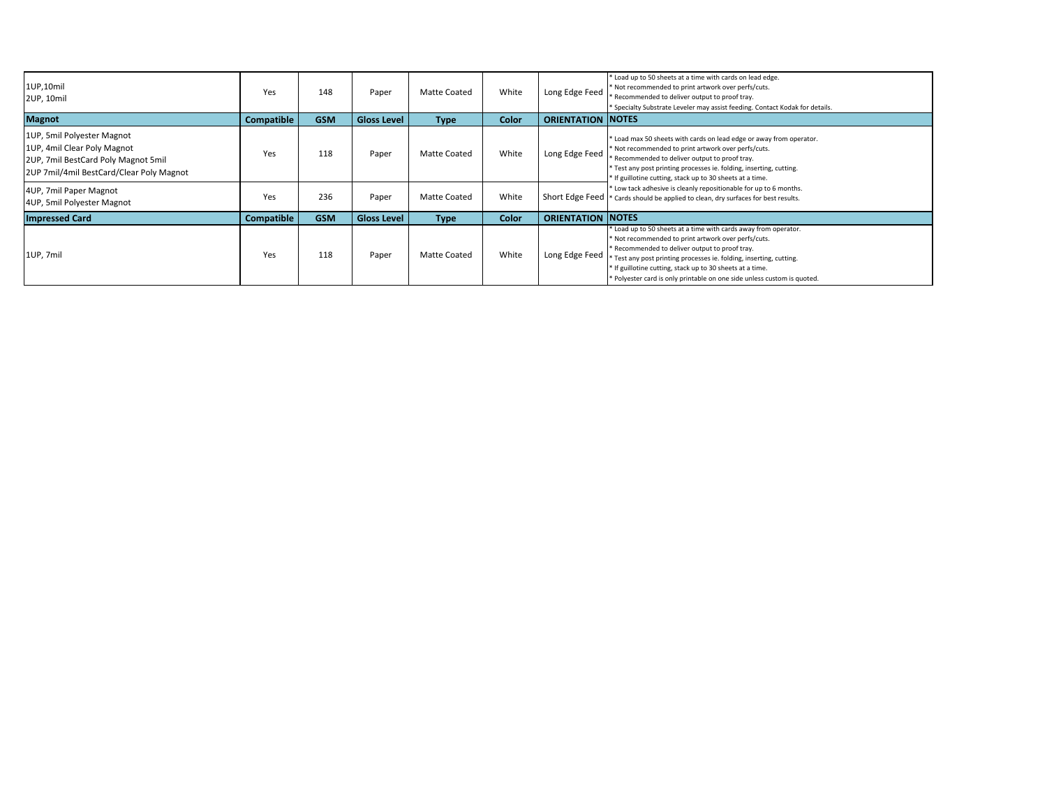| | | | | | | | |
|---|---|---|---|---|---|---|---|
| 1UP,10mil<br>2UP, 10mil | Yes | 148 | Paper | Matte Coated | White | Long Edge Feed | * Load up to 50 sheets at a time with cards on lead edge.<br>* Not recommended to print artwork over perfs/cuts.<br>* Recommended to deliver output to proof tray.<br>* Specialty Substrate Leveler may assist feeding. Contact Kodak for details. |
| **Magnot** | **Compatible** | **GSM** | **Gloss Level** | **Type** | **Color** | **ORIENTATION** | **NOTES** |
| 1UP, 5mil Polyester Magnot<br>1UP, 4mil Clear Poly Magnot<br>2UP, 7mil BestCard Poly Magnot 5mil<br>2UP 7mil/4mil BestCard/Clear Poly Magnot | Yes | 118 | Paper | Matte Coated | White | Long Edge Feed | * Load max 50 sheets with cards on lead edge or away from operator.<br>* Not recommended to print artwork over perfs/cuts.<br>* Recommended to deliver output to proof tray.<br>* Test any post printing processes ie. folding, inserting, cutting.<br>* If guillotine cutting, stack up to 30 sheets at a time.<br>* Low tack adhesive is cleanly repositionable for up to 6 months.<br>* Cards should be applied to clean, dry surfaces for best results. |
| 4UP, 7mil Paper Magnot<br>4UP, 5mil Polyester Magnot | Yes | 236 | Paper | Matte Coated | White | Short Edge Feed | |
| **Impressed Card** | **Compatible** | **GSM** | **Gloss Level** | **Type** | **Color** | **ORIENTATION** | **NOTES** |
| 1UP, 7mil | Yes | 118 | Paper | Matte Coated | White | Long Edge Feed | * Load up to 50 sheets at a time with cards away from operator.<br>* Not recommended to print artwork over perfs/cuts.<br>* Recommended to deliver output to proof tray.<br>* Test any post printing processes ie. folding, inserting, cutting.<br>* If guillotine cutting, stack up to 30 sheets at a time.<br>* Polyester card is only printable on one side unless custom is quoted. |